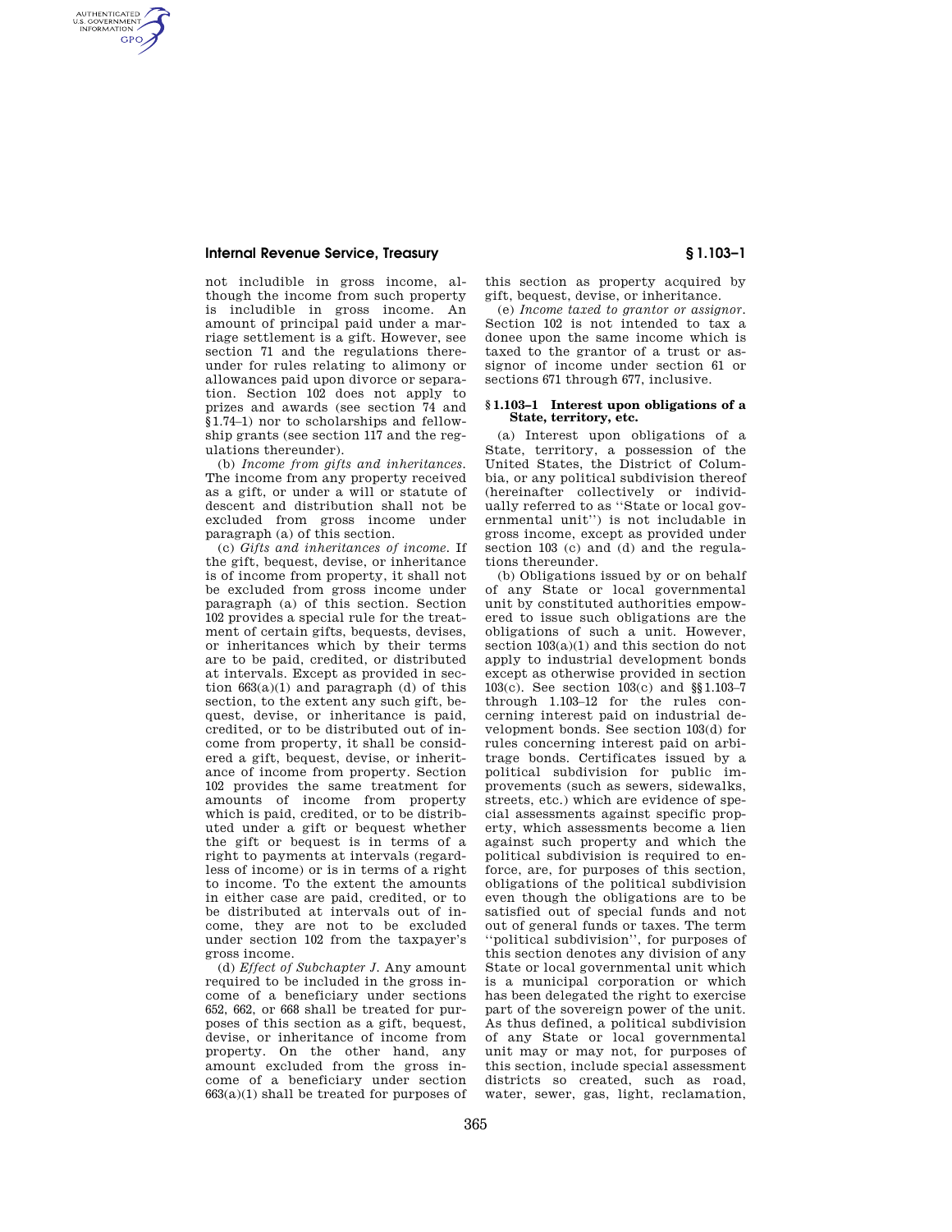not includible in gross income, although the income from such property is includible in gross income. An amount of principal paid under a marriage settlement is a gift. However, see section 71 and the regulations thereunder for rules relating to alimony or allowances paid upon divorce or separation. Section 102 does not apply to prizes and awards (see section 74 and §1.74–1) nor to scholarships and fellowship grants (see section 117 and the regulations thereunder).

(b) *Income from gifts and inheritances.* The income from any property received as a gift, or under a will or statute of descent and distribution shall not be excluded from gross income under paragraph (a) of this section.

(c) *Gifts and inheritances of income.* If the gift, bequest, devise, or inheritance is of income from property, it shall not be excluded from gross income under paragraph (a) of this section. Section 102 provides a special rule for the treatment of certain gifts, bequests, devises, or inheritances which by their terms are to be paid, credited, or distributed at intervals. Except as provided in section 663(a)(1) and paragraph (d) of this section, to the extent any such gift, bequest, devise, or inheritance is paid, credited, or to be distributed out of income from property, it shall be considered a gift, bequest, devise, or inheritance of income from property. Section 102 provides the same treatment for amounts of income from property which is paid, credited, or to be distributed under a gift or bequest whether the gift or bequest is in terms of a right to payments at intervals (regardless of income) or is in terms of a right to income. To the extent the amounts in either case are paid, credited, or to be distributed at intervals out of income, they are not to be excluded under section 102 from the taxpayer's gross income.

(d) *Effect of Subchapter J.* Any amount required to be included in the gross income of a beneficiary under sections 652, 662, or 668 shall be treated for purposes of this section as a gift, bequest, devise, or inheritance of income from property. On the other hand, any amount excluded from the gross income of a beneficiary under section 663(a)(1) shall be treated for purposes of this section as property acquired by gift, bequest, devise, or inheritance.

(e) *Income taxed to grantor or assignor.* Section 102 is not intended to tax a donee upon the same income which is taxed to the grantor of a trust or assignor of income under section 61 or sections 671 through 677, inclusive.

## §1.103–1 Interest upon obligations of a State, territory, etc.

(a) Interest upon obligations of a State, territory, a possession of the United States, the District of Columbia, or any political subdivision thereof (hereinafter collectively or individually referred to as ''State or local governmental unit'') is not includable in gross income, except as provided under section 103 (c) and (d) and the regulations thereunder.

(b) Obligations issued by or on behalf of any State or local governmental unit by constituted authorities empowered to issue such obligations are the obligations of such a unit. However, section 103(a)(1) and this section do not apply to industrial development bonds except as otherwise provided in section 103(c). See section 103(c) and §§1.103–7 through 1.103–12 for the rules concerning interest paid on industrial development bonds. See section 103(d) for rules concerning interest paid on arbitrage bonds. Certificates issued by a political subdivision for public improvements (such as sewers, sidewalks, streets, etc.) which are evidence of special assessments against specific property, which assessments become a lien against such property and which the political subdivision is required to enforce, are, for purposes of this section, obligations of the political subdivision even though the obligations are to be satisfied out of special funds and not out of general funds or taxes. The term ''political subdivision'', for purposes of this section denotes any division of any State or local governmental unit which is a municipal corporation or which has been delegated the right to exercise part of the sovereign power of the unit. As thus defined, a political subdivision of any State or local governmental unit may or may not, for purposes of this section, include special assessment districts so created, such as road, water, sewer, gas, light, reclamation,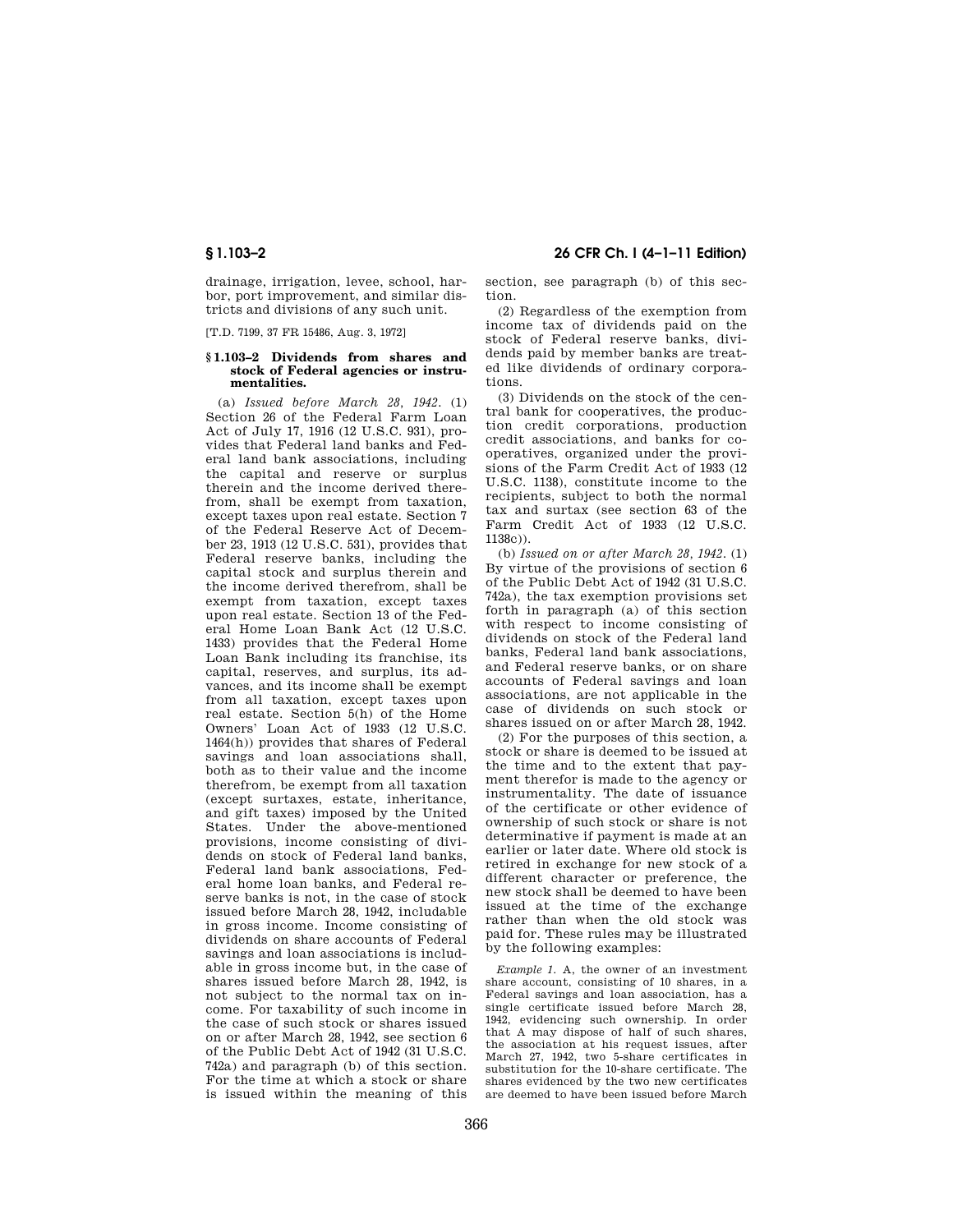drainage, irrigation, levee, school, harbor, port improvement, and similar districts and divisions of any such unit.

[T.D. 7199, 37 FR 15486, Aug. 3, 1972]

### § 1.103–2 Dividends from shares and stock of Federal agencies or instrumentalities.

(a) *Issued before March 28, 1942.* (1) Section 26 of the Federal Farm Loan Act of July 17, 1916 (12 U.S.C. 931), provides that Federal land banks and Federal land bank associations, including the capital and reserve or surplus therein and the income derived therefrom, shall be exempt from taxation, except taxes upon real estate. Section 7 of the Federal Reserve Act of December 23, 1913 (12 U.S.C. 531), provides that Federal reserve banks, including the capital stock and surplus therein and the income derived therefrom, shall be exempt from taxation, except taxes upon real estate. Section 13 of the Federal Home Loan Bank Act (12 U.S.C. 1433) provides that the Federal Home Loan Bank including its franchise, its capital, reserves, and surplus, its advances, and its income shall be exempt from all taxation, except taxes upon real estate. Section 5(h) of the Home Owners' Loan Act of 1933 (12 U.S.C. 1464(h)) provides that shares of Federal savings and loan associations shall, both as to their value and the income therefrom, be exempt from all taxation (except surtaxes, estate, inheritance, and gift taxes) imposed by the United States. Under the above-mentioned provisions, income consisting of dividends on stock of Federal land banks, Federal land bank associations, Federal home loan banks, and Federal reserve banks is not, in the case of stock issued before March 28, 1942, includable in gross income. Income consisting of dividends on share accounts of Federal savings and loan associations is includable in gross income but, in the case of shares issued before March 28, 1942, is not subject to the normal tax on income. For taxability of such income in the case of such stock or shares issued on or after March 28, 1942, see section 6 of the Public Debt Act of 1942 (31 U.S.C. 742a) and paragraph (b) of this section. For the time at which a stock or share is issued within the meaning of this section, see paragraph (b) of this section.

(2) Regardless of the exemption from income tax of dividends paid on the stock of Federal reserve banks, dividends paid by member banks are treated like dividends of ordinary corporations.

(3) Dividends on the stock of the central bank for cooperatives, the production credit corporations, production credit associations, and banks for cooperatives, organized under the provisions of the Farm Credit Act of 1933 (12 U.S.C. 1138), constitute income to the recipients, subject to both the normal tax and surtax (see section 63 of the Farm Credit Act of 1933 (12 U.S.C. 1138c)).

(b) *Issued on or after March 28, 1942.* (1) By virtue of the provisions of section 6 of the Public Debt Act of 1942 (31 U.S.C. 742a), the tax exemption provisions set forth in paragraph (a) of this section with respect to income consisting of dividends on stock of the Federal land banks, Federal land bank associations, and Federal reserve banks, or on share accounts of Federal savings and loan associations, are not applicable in the case of dividends on such stock or shares issued on or after March 28, 1942.

(2) For the purposes of this section, a stock or share is deemed to be issued at the time and to the extent that payment therefor is made to the agency or instrumentality. The date of issuance of the certificate or other evidence of ownership of such stock or share is not determinative if payment is made at an earlier or later date. Where old stock is retired in exchange for new stock of a different character or preference, the new stock shall be deemed to have been issued at the time of the exchange rather than when the old stock was paid for. These rules may be illustrated by the following examples:

*Example 1.* A, the owner of an investment share account, consisting of 10 shares, in a Federal savings and loan association, has a single certificate issued before March 28, 1942, evidencing such ownership. In order that A may dispose of half of such shares, the association at his request issues, after March 27, 1942, two 5-share certificates in substitution for the 10-share certificate. The shares evidenced by the two new certificates are deemed to have been issued before March